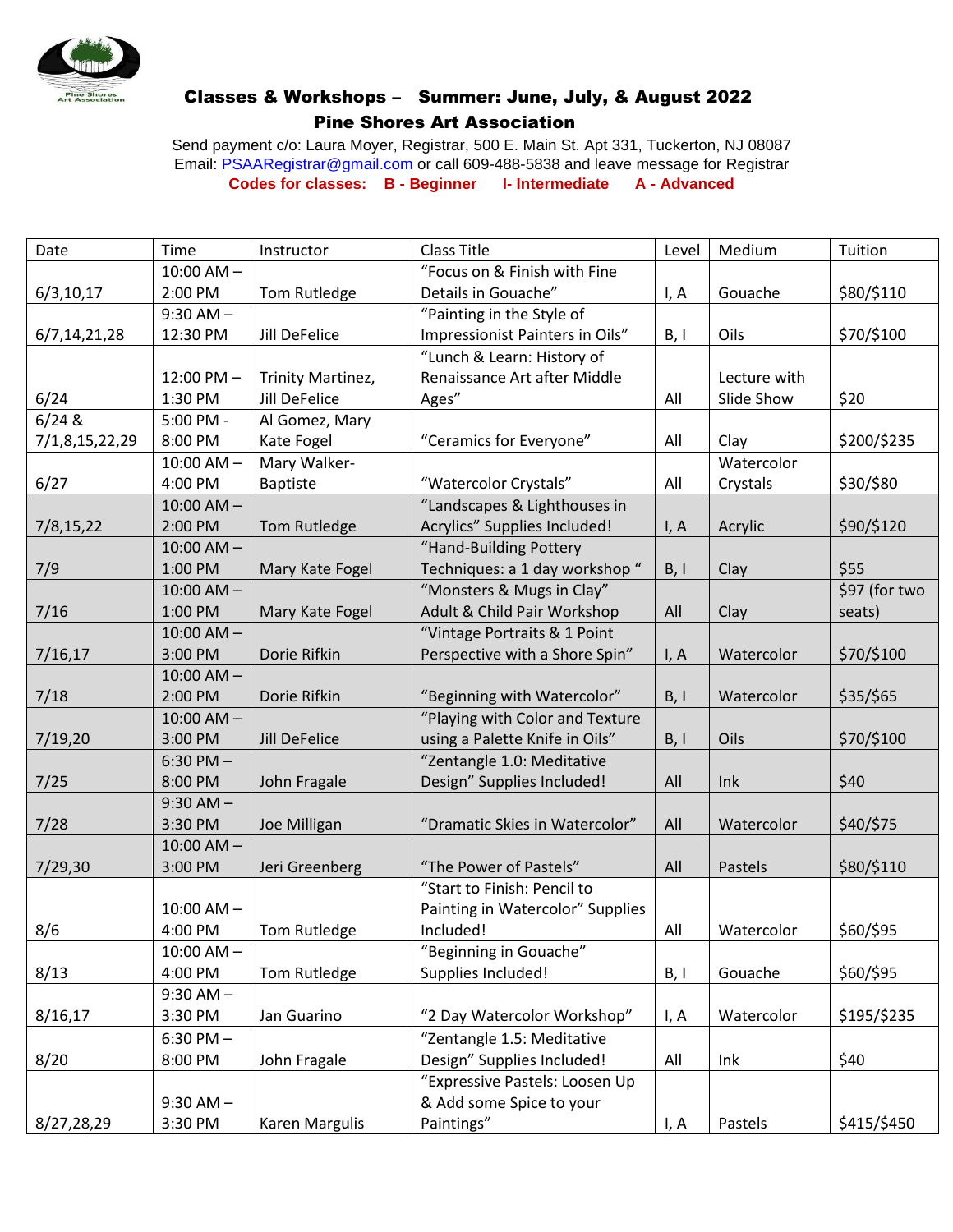## Classes & Workshops – Summer: June, July, & August 2022

## Pine Shores Art Association

Send payment c/o: Laura Moyer, Registrar, 500 E. Main St. Apt 331, Tuckerton, NJ 08087
Email: PSAARegistrar@gmail.com or call 609-488-5838 and leave message for Registrar

**Codes for classes: B - Beginner I- Intermediate A - Advanced**

| Date | Time | Instructor | Class Title | Level | Medium | Tuition |
|---|---|---|---|---|---|---|
| 6/3,10,17 | 10:00 AM – 2:00 PM | Tom Rutledge | "Focus on & Finish with Fine Details in Gouache" | I, A | Gouache | $80/$110 |
| 6/7,14,21,28 | 9:30 AM – 12:30 PM | Jill DeFelice | "Painting in the Style of Impressionist Painters in Oils" | B, I | Oils | $70/$100 |
| 6/24 | 12:00 PM – 1:30 PM | Trinity Martinez, Jill DeFelice | "Lunch & Learn: History of Renaissance Art after Middle Ages" | All | Lecture with Slide Show | $20 |
| 6/24 & 7/1,8,15,22,29 | 5:00 PM - 8:00 PM | Al Gomez, Mary Kate Fogel | "Ceramics for Everyone" | All | Clay | $200/$235 |
| 6/27 | 10:00 AM – 4:00 PM | Mary Walker-Baptiste | "Watercolor Crystals" | All | Watercolor Crystals | $30/$80 |
| 7/8,15,22 | 10:00 AM – 2:00 PM | Tom Rutledge | "Landscapes & Lighthouses in Acrylics" Supplies Included! | I, A | Acrylic | $90/$120 |
| 7/9 | 10:00 AM – 1:00 PM | Mary Kate Fogel | "Hand-Building Pottery Techniques: a 1 day workshop " | B, I | Clay | $55 |
| 7/16 | 10:00 AM – 1:00 PM | Mary Kate Fogel | "Monsters & Mugs in Clay" Adult & Child Pair Workshop | All | Clay | $97 (for two seats) |
| 7/16,17 | 10:00 AM – 3:00 PM | Dorie Rifkin | "Vintage Portraits & 1 Point Perspective with a Shore Spin" | I, A | Watercolor | $70/$100 |
| 7/18 | 10:00 AM – 2:00 PM | Dorie Rifkin | "Beginning with Watercolor" | B, I | Watercolor | $35/$65 |
| 7/19,20 | 10:00 AM – 3:00 PM | Jill DeFelice | "Playing with Color and Texture using a Palette Knife in Oils" | B, I | Oils | $70/$100 |
| 7/25 | 6:30 PM – 8:00 PM | John Fragale | "Zentangle 1.0: Meditative Design" Supplies Included! | All | Ink | $40 |
| 7/28 | 9:30 AM – 3:30 PM | Joe Milligan | "Dramatic Skies in Watercolor" | All | Watercolor | $40/$75 |
| 7/29,30 | 10:00 AM – 3:00 PM | Jeri Greenberg | "The Power of Pastels" | All | Pastels | $80/$110 |
| 8/6 | 10:00 AM – 4:00 PM | Tom Rutledge | "Start to Finish: Pencil to Painting in Watercolor" Supplies Included! | All | Watercolor | $60/$95 |
| 8/13 | 10:00 AM – 4:00 PM | Tom Rutledge | "Beginning in Gouache" Supplies Included! | B, I | Gouache | $60/$95 |
| 8/16,17 | 9:30 AM – 3:30 PM | Jan Guarino | "2 Day Watercolor Workshop" | I, A | Watercolor | $195/$235 |
| 8/20 | 6:30 PM – 8:00 PM | John Fragale | "Zentangle 1.5: Meditative Design" Supplies Included! | All | Ink | $40 |
| 8/27,28,29 | 9:30 AM – 3:30 PM | Karen Margulis | "Expressive Pastels: Loosen Up & Add some Spice to your Paintings" | I, A | Pastels | $415/$450 |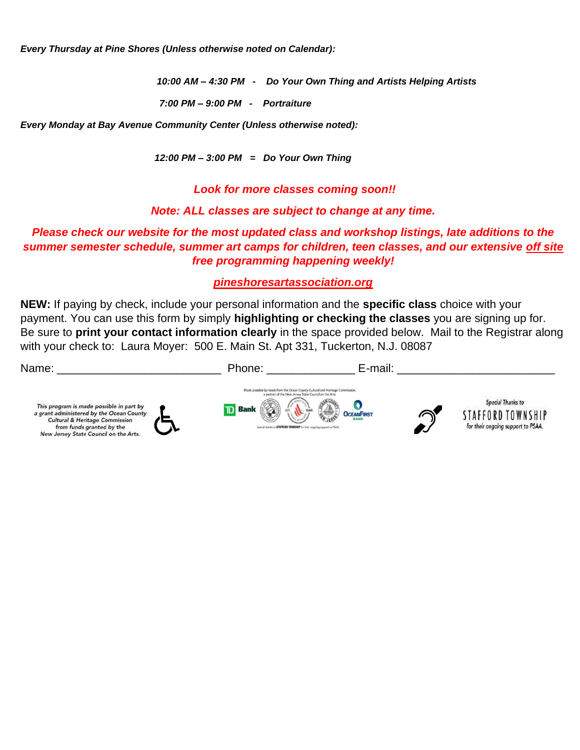***Every Thursday at Pine Shores (Unless otherwise noted on Calendar):***

***10:00 AM – 4:30 PM - Do Your Own Thing and Artists Helping Artists***

***7:00 PM – 9:00 PM - Portraiture***

***Every Monday at Bay Avenue Community Center (Unless otherwise noted):***

***12:00 PM – 3:00 PM = Do Your Own Thing***

***Look for more classes coming soon!!***

***Note: ALL classes are subject to change at any time.***

***Please check our website for the most updated class and workshop listings, late additions to the summer semester schedule, summer art camps for children, teen classes, and our extensive off site free programming happening weekly!***

***pineshoresartassociation.org***

**NEW:** If paying by check, include your personal information and the **specific class** choice with your payment. You can use this form by simply **highlighting or checking the classes** you are signing up for. Be sure to **print your contact information clearly** in the space provided below. Mail to the Registrar along with your check to: Laura Moyer: 500 E. Main St. Apt 331, Tuckerton, N.J. 08087

Name: _________________________ Phone: _____________ E-mail: ________________________

This program is made possible in part by a grant administered by the Ocean County Cultural & Heritage Commission from funds granted by the New Jersey State Council on the Arts.

Made possible by funds from the Ocean County Cultural and Heritage Commission, a partner of the New Jersey State Council on the Arts.

TD Bank OceanFirst Bank

Special thanks to STAFFORD TOWNSHIP for their ongoing support to PSAA.

Special Thanks to STAFFORD TOWNSHIP for their ongoing support to PSAA.